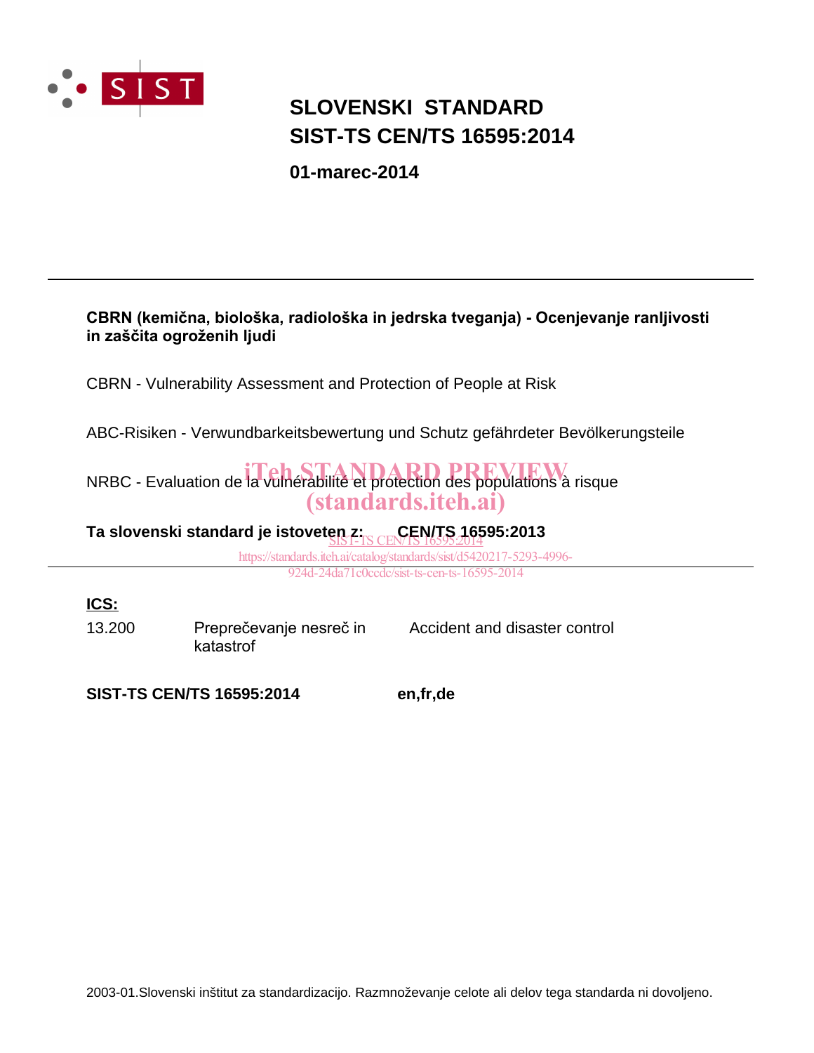SIST

# SLOVENSKI STANDARD
# SIST-TS CEN/TS 16595:2014

**01-marec-2014**

---

**CBRN (kemična, biološka, radiološka in jedrska tveganja) - Ocenjevanje ranljivosti in zaščita ogroženih ljudi**

CBRN - Vulnerability Assessment and Protection of People at Risk

ABC-Risiken - Verwundbarkeitsbewertung und Schutz gefährdeter Bevölkerungsteile

NRBC - Evaluation de la vulnérabilité et protection des populations à risque

iTeh STANDARD PREVIEW
(standards.iteh.ai)

**Ta slovenski standard je istoveten z: CEN/TS 16595:2013**

SIST-TS CEN/TS 16595:2014
https://standards.iteh.ai/catalog/standards/sist/d5420217-5293-4996-924d-24da71c0ccdc/sist-ts-cen-ts-16595-2014

---

**ICS:**

| | | |
|---|---|---|
| 13.200 | Preprečevanje nesreč in katastrof | Accident and disaster control |

**SIST-TS CEN/TS 16595:2014** **en,fr,de**

2003-01.Slovenski inštitut za standardizacijo. Razmnoževanje celote ali delov tega standarda ni dovoljeno.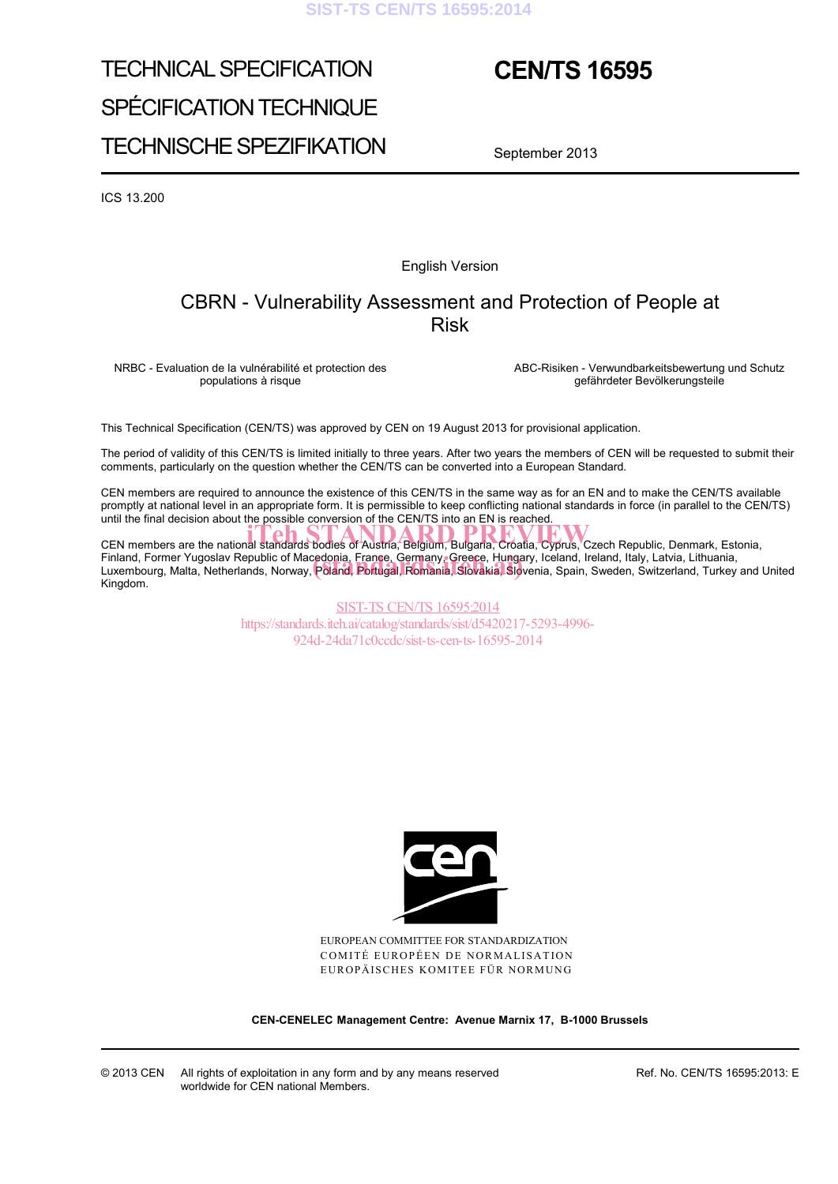TECHNICAL SPECIFICATION

SPÉCIFICATION TECHNIQUE

TECHNISCHE SPEZIFIKATION

**CEN/TS 16595**

September 2013

ICS 13.200

English Version

# CBRN - Vulnerability Assessment and Protection of People at Risk

NRBC - Evaluation de la vulnérabilité et protection des populations à risque

ABC-Risiken - Verwundbarkeitsbewertung und Schutz gefährdeter Bevölkerungsteile

This Technical Specification (CEN/TS) was approved by CEN on 19 August 2013 for provisional application.

The period of validity of this CEN/TS is limited initially to three years. After two years the members of CEN will be requested to submit their comments, particularly on the question whether the CEN/TS can be converted into a European Standard.

CEN members are required to announce the existence of this CEN/TS in the same way as for an EN and to make the CEN/TS available promptly at national level in an appropriate form. It is permissible to keep conflicting national standards in force (in parallel to the CEN/TS) until the final decision about the possible conversion of the CEN/TS into an EN is reached.

CEN members are the national standards bodies of Austria, Belgium, Bulgaria, Croatia, Cyprus, Czech Republic, Denmark, Estonia, Finland, Former Yugoslav Republic of Macedonia, France, Germany, Greece, Hungary, Iceland, Ireland, Italy, Latvia, Lithuania, Luxembourg, Malta, Netherlands, Norway, Poland, Portugal, Romania, Slovakia, Slovenia, Spain, Sweden, Switzerland, Turkey and United Kingdom.

EUROPEAN COMMITTEE FOR STANDARDIZATION

COMITÉ EUROPÉEN DE NORMALISATION

EUROPÄISCHES KOMITEE FÜR NORMUNG

**CEN-CENELEC Management Centre: Avenue Marnix 17, B-1000 Brussels**

© 2013 CEN All rights of exploitation in any form and by any means reserved worldwide for CEN national Members.

Ref. No. CEN/TS 16595:2013: E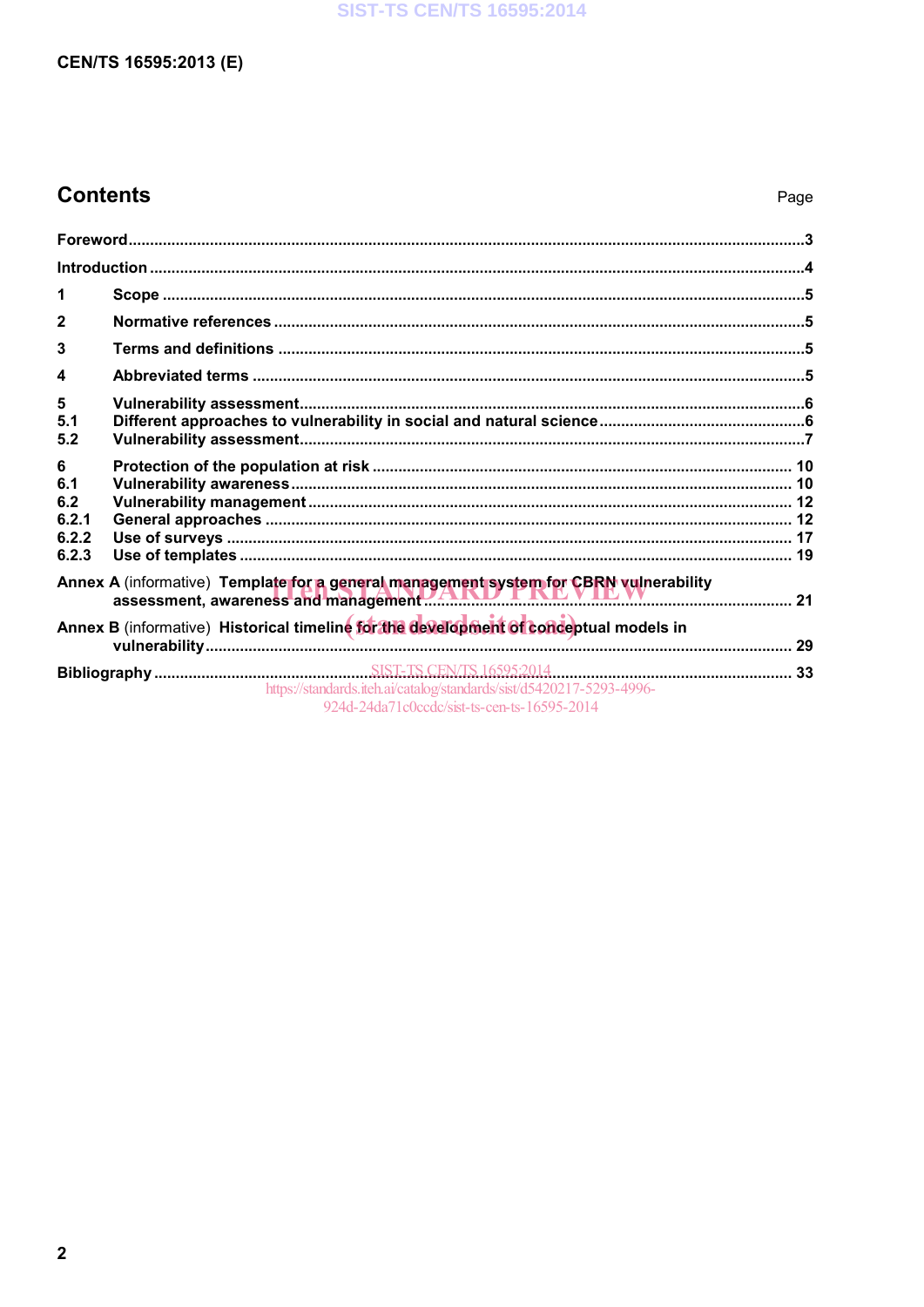## Contents

Page

| | | |
|---|---|---|
| **Foreword** | | 3 |
| **Introduction** | | 4 |
| **1** | **Scope** | 5 |
| **2** | **Normative references** | 5 |
| **3** | **Terms and definitions** | 5 |
| **4** | **Abbreviated terms** | 5 |
| **5** | **Vulnerability assessment** | 6 |
| **5.1** | **Different approaches to vulnerability in social and natural science** | 6 |
| **5.2** | **Vulnerability assessment** | 7 |
| **6** | **Protection of the population at risk** | 10 |
| **6.1** | **Vulnerability awareness** | 10 |
| **6.2** | **Vulnerability management** | 12 |
| **6.2.1** | **General approaches** | 12 |
| **6.2.2** | **Use of surveys** | 17 |
| **6.2.3** | **Use of templates** | 19 |
| **Annex A** (informative) | **Template for a general management system for CBRN vulnerability assessment, awareness and management** | 21 |
| **Annex B** (informative) | **Historical timeline for the development of conceptual models in vulnerability** | 29 |
| **Bibliography** | | 33 |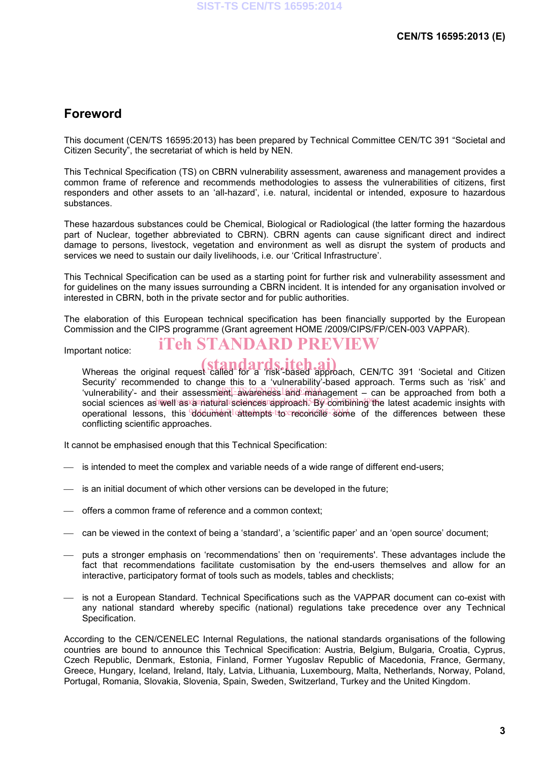## Foreword

This document (CEN/TS 16595:2013) has been prepared by Technical Committee CEN/TC 391 “Societal and Citizen Security”, the secretariat of which is held by NEN.

This Technical Specification (TS) on CBRN vulnerability assessment, awareness and management provides a common frame of reference and recommends methodologies to assess the vulnerabilities of citizens, first responders and other assets to an ‘all-hazard’, i.e. natural, incidental or intended, exposure to hazardous substances.

These hazardous substances could be Chemical, Biological or Radiological (the latter forming the hazardous part of Nuclear, together abbreviated to CBRN). CBRN agents can cause significant direct and indirect damage to persons, livestock, vegetation and environment as well as disrupt the system of products and services we need to sustain our daily livelihoods, i.e. our ‘Critical Infrastructure’.

This Technical Specification can be used as a starting point for further risk and vulnerability assessment and for guidelines on the many issues surrounding a CBRN incident. It is intended for any organisation involved or interested in CBRN, both in the private sector and for public authorities.

The elaboration of this European technical specification has been financially supported by the European Commission and the CIPS programme (Grant agreement HOME /2009/CIPS/FP/CEN-003 VAPPAR).

Important notice:

> Whereas the original request called for a ‘risk’-based approach, CEN/TC 391 ‘Societal and Citizen Security’ recommended to change this to a ‘vulnerability’-based approach. Terms such as ‘risk’ and ‘vulnerability’- and their assessment, awareness and management – can be approached from both a social sciences as well as a natural sciences approach. By combining the latest academic insights with operational lessons, this document attempts to reconcile some of the differences between these conflicting scientific approaches.

It cannot be emphasised enough that this Technical Specification:

- is intended to meet the complex and variable needs of a wide range of different end-users;
- is an initial document of which other versions can be developed in the future;
- offers a common frame of reference and a common context;
- can be viewed in the context of being a ‘standard’, a ‘scientific paper’ and an ‘open source’ document;
- puts a stronger emphasis on ‘recommendations’ then on ‘requirements'. These advantages include the fact that recommendations facilitate customisation by the end-users themselves and allow for an interactive, participatory format of tools such as models, tables and checklists;
- is not a European Standard. Technical Specifications such as the VAPPAR document can co-exist with any national standard whereby specific (national) regulations take precedence over any Technical Specification.

According to the CEN/CENELEC Internal Regulations, the national standards organisations of the following countries are bound to announce this Technical Specification: Austria, Belgium, Bulgaria, Croatia, Cyprus, Czech Republic, Denmark, Estonia, Finland, Former Yugoslav Republic of Macedonia, France, Germany, Greece, Hungary, Iceland, Ireland, Italy, Latvia, Lithuania, Luxembourg, Malta, Netherlands, Norway, Poland, Portugal, Romania, Slovakia, Slovenia, Spain, Sweden, Switzerland, Turkey and the United Kingdom.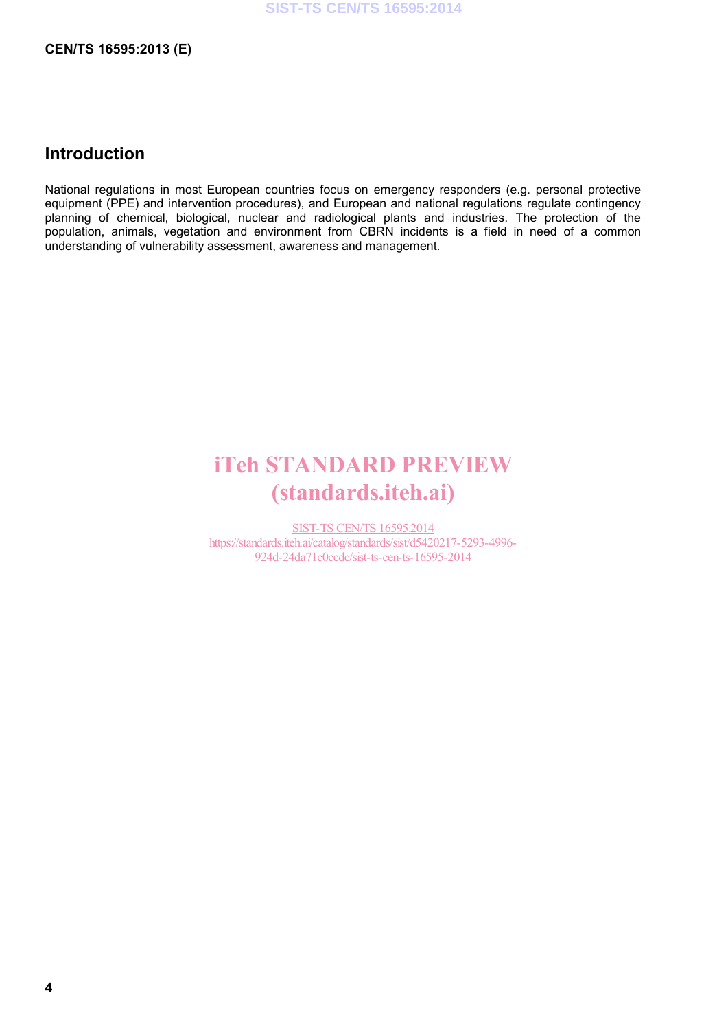## Introduction

National regulations in most European countries focus on emergency responders (e.g. personal protective equipment (PPE) and intervention procedures), and European and national regulations regulate contingency planning of chemical, biological, nuclear and radiological plants and industries. The protection of the population, animals, vegetation and environment from CBRN incidents is a field in need of a common understanding of vulnerability assessment, awareness and management.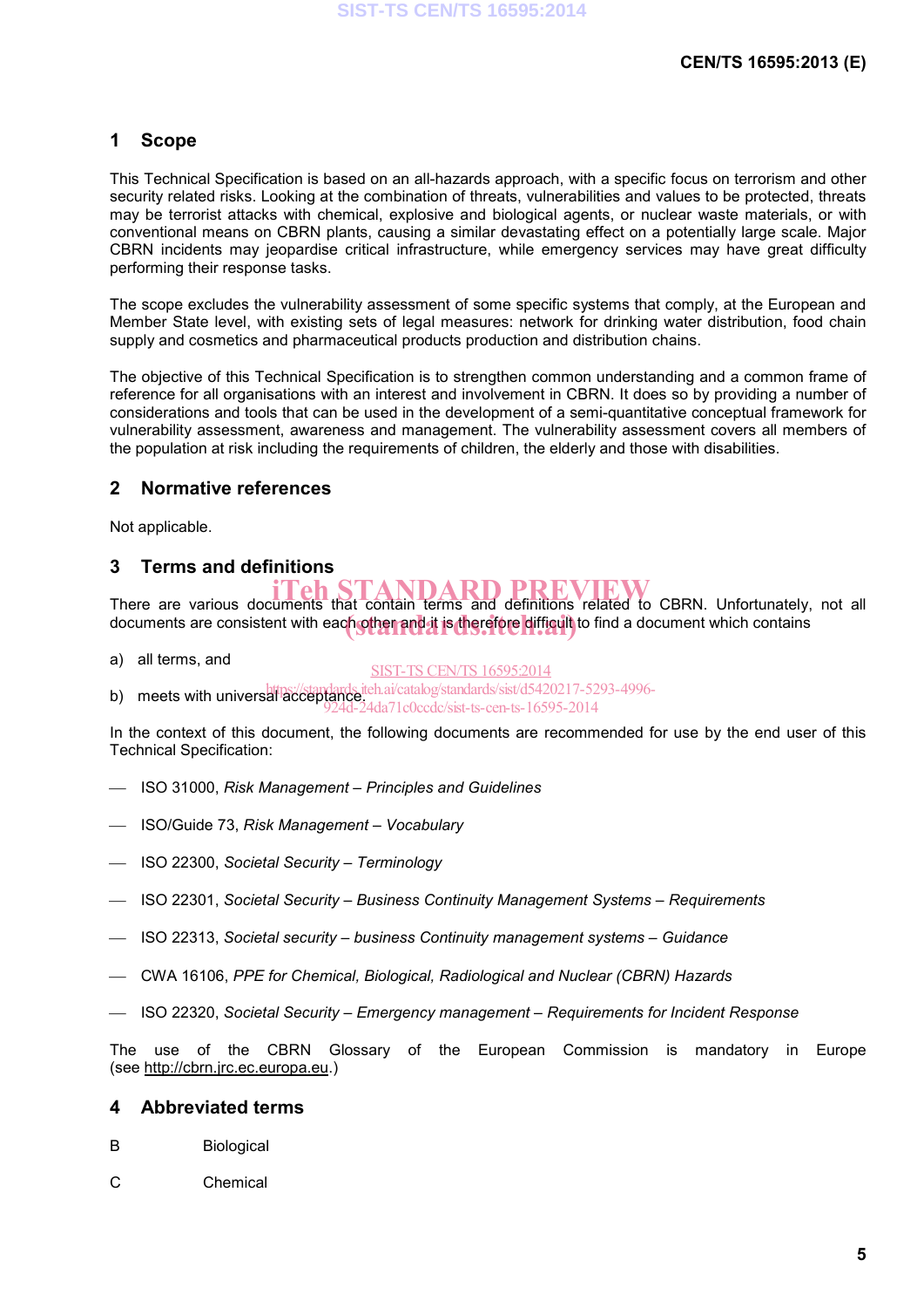## 1 Scope

This Technical Specification is based on an all-hazards approach, with a specific focus on terrorism and other security related risks. Looking at the combination of threats, vulnerabilities and values to be protected, threats may be terrorist attacks with chemical, explosive and biological agents, or nuclear waste materials, or with conventional means on CBRN plants, causing a similar devastating effect on a potentially large scale. Major CBRN incidents may jeopardise critical infrastructure, while emergency services may have great difficulty performing their response tasks.

The scope excludes the vulnerability assessment of some specific systems that comply, at the European and Member State level, with existing sets of legal measures: network for drinking water distribution, food chain supply and cosmetics and pharmaceutical products production and distribution chains.

The objective of this Technical Specification is to strengthen common understanding and a common frame of reference for all organisations with an interest and involvement in CBRN. It does so by providing a number of considerations and tools that can be used in the development of a semi-quantitative conceptual framework for vulnerability assessment, awareness and management. The vulnerability assessment covers all members of the population at risk including the requirements of children, the elderly and those with disabilities.

## 2 Normative references

Not applicable.

## 3 Terms and definitions

There are various documents that contain terms and definitions related to CBRN. Unfortunately, not all documents are consistent with each other and it is therefore difficult to find a document which contains

a) all terms, and

b) meets with universal acceptance.

In the context of this document, the following documents are recommended for use by the end user of this Technical Specification:

— ISO 31000, *Risk Management – Principles and Guidelines*

— ISO/Guide 73, *Risk Management – Vocabulary*

— ISO 22300, *Societal Security – Terminology*

— ISO 22301, *Societal Security – Business Continuity Management Systems – Requirements*

— ISO 22313, *Societal security – business Continuity management systems – Guidance*

— CWA 16106, *PPE for Chemical, Biological, Radiological and Nuclear (CBRN) Hazards*

— ISO 22320, *Societal Security – Emergency management – Requirements for Incident Response*

The use of the CBRN Glossary of the European Commission is mandatory in Europe (see http://cbrn.jrc.ec.europa.eu.)

## 4 Abbreviated terms

B Biological

C Chemical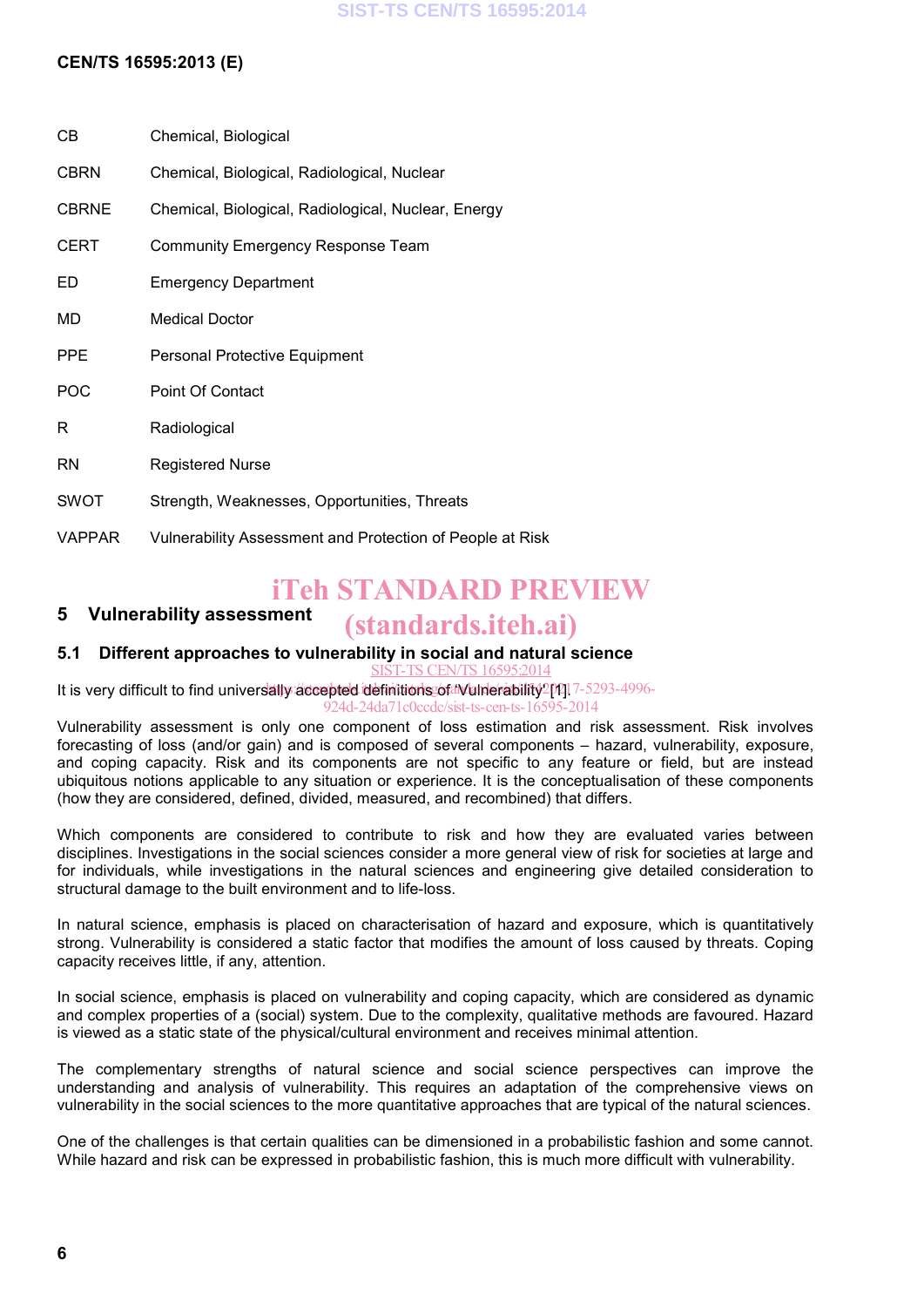| | |
|---|---|
| CB | Chemical, Biological |
| CBRN | Chemical, Biological, Radiological, Nuclear |
| CBRNE | Chemical, Biological, Radiological, Nuclear, Energy |
| CERT | Community Emergency Response Team |
| ED | Emergency Department |
| MD | Medical Doctor |
| PPE | Personal Protective Equipment |
| POC | Point Of Contact |
| R | Radiological |
| RN | Registered Nurse |
| SWOT | Strength, Weaknesses, Opportunities, Threats |
| VAPPAR | Vulnerability Assessment and Protection of People at Risk |

# 5 Vulnerability assessment

## 5.1 Different approaches to vulnerability in social and natural science

It is very difficult to find universally accepted definitions of vulnerability [1].

Vulnerability assessment is only one component of loss estimation and risk assessment. Risk involves forecasting of loss (and/or gain) and is composed of several components – hazard, vulnerability, exposure, and coping capacity. Risk and its components are not specific to any feature or field, but are instead ubiquitous notions applicable to any situation or experience. It is the conceptualisation of these components (how they are considered, defined, divided, measured, and recombined) that differs.

Which components are considered to contribute to risk and how they are evaluated varies between disciplines. Investigations in the social sciences consider a more general view of risk for societies at large and for individuals, while investigations in the natural sciences and engineering give detailed consideration to structural damage to the built environment and to life-loss.

In natural science, emphasis is placed on characterisation of hazard and exposure, which is quantitatively strong. Vulnerability is considered a static factor that modifies the amount of loss caused by threats. Coping capacity receives little, if any, attention.

In social science, emphasis is placed on vulnerability and coping capacity, which are considered as dynamic and complex properties of a (social) system. Due to the complexity, qualitative methods are favoured. Hazard is viewed as a static state of the physical/cultural environment and receives minimal attention.

The complementary strengths of natural science and social science perspectives can improve the understanding and analysis of vulnerability. This requires an adaptation of the comprehensive views on vulnerability in the social sciences to the more quantitative approaches that are typical of the natural sciences.

One of the challenges is that certain qualities can be dimensioned in a probabilistic fashion and some cannot. While hazard and risk can be expressed in probabilistic fashion, this is much more difficult with vulnerability.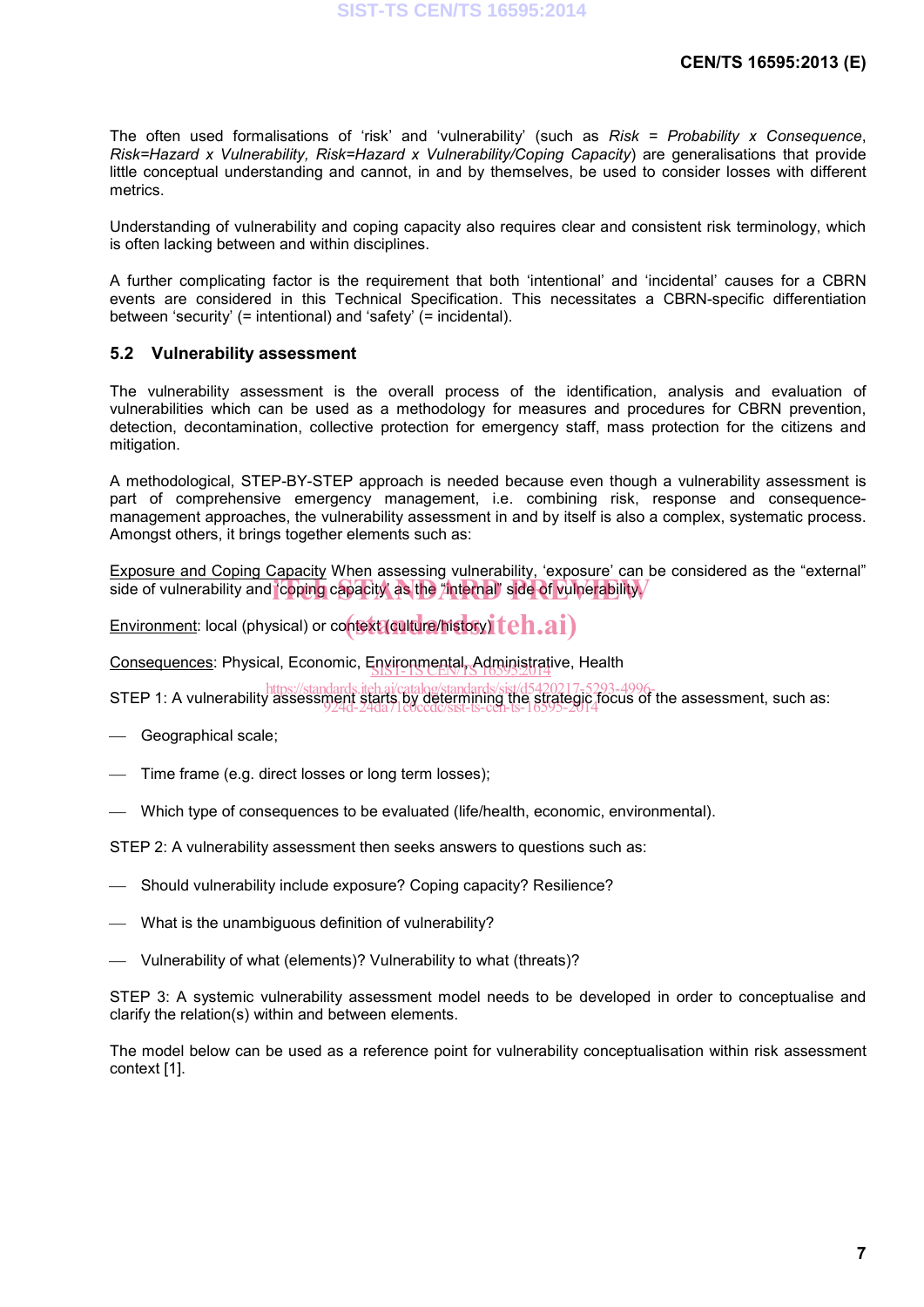The often used formalisations of 'risk' and 'vulnerability' (such as *Risk = Probability x Consequence*, *Risk=Hazard x Vulnerability, Risk=Hazard x Vulnerability/Coping Capacity*) are generalisations that provide little conceptual understanding and cannot, in and by themselves, be used to consider losses with different metrics.

Understanding of vulnerability and coping capacity also requires clear and consistent risk terminology, which is often lacking between and within disciplines.

A further complicating factor is the requirement that both 'intentional' and 'incidental' causes for a CBRN events are considered in this Technical Specification. This necessitates a CBRN-specific differentiation between 'security' (= intentional) and 'safety' (= incidental).

## 5.2 Vulnerability assessment

The vulnerability assessment is the overall process of the identification, analysis and evaluation of vulnerabilities which can be used as a methodology for measures and procedures for CBRN prevention, detection, decontamination, collective protection for emergency staff, mass protection for the citizens and mitigation.

A methodological, STEP-BY-STEP approach is needed because even though a vulnerability assessment is part of comprehensive emergency management, i.e. combining risk, response and consequence-management approaches, the vulnerability assessment in and by itself is also a complex, systematic process. Amongst others, it brings together elements such as:

Exposure and Coping Capacity When assessing vulnerability, 'exposure' can be considered as the "external" side of vulnerability and 'coping capacity' as the "internal" side of vulnerability.

Environment: local (physical) or context (culture/history)

Consequences: Physical, Economic, Environmental, Administrative, Health

STEP 1: A vulnerability assessment starts by determining the strategic focus of the assessment, such as:

— Geographical scale;

— Time frame (e.g. direct losses or long term losses);

— Which type of consequences to be evaluated (life/health, economic, environmental).

STEP 2: A vulnerability assessment then seeks answers to questions such as:

— Should vulnerability include exposure? Coping capacity? Resilience?

— What is the unambiguous definition of vulnerability?

— Vulnerability of what (elements)? Vulnerability to what (threats)?

STEP 3: A systemic vulnerability assessment model needs to be developed in order to conceptualise and clarify the relation(s) within and between elements.

The model below can be used as a reference point for vulnerability conceptualisation within risk assessment context [1].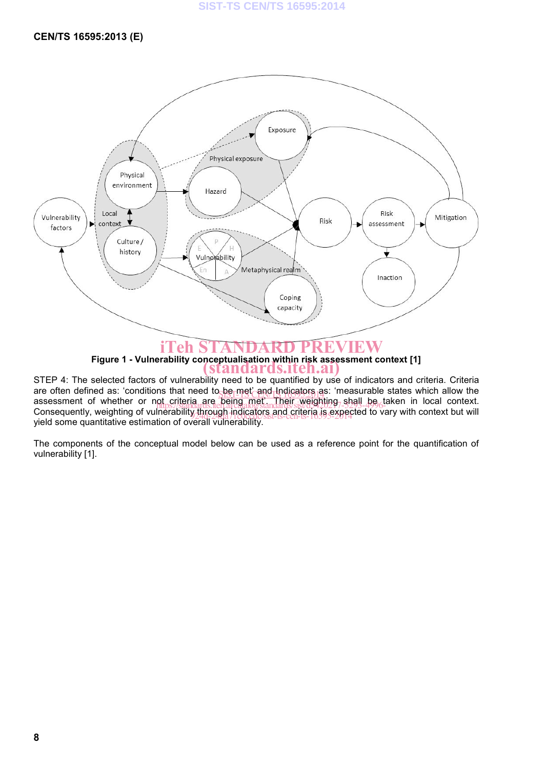Vulnerability factors

Local context

Physical environment

Culture / history

Exposure

Physical exposure

Hazard

Vulnerability

P

E

H

En

A

Metaphysical realm

Coping capacity

Risk

Risk assessment

Mitigation

Inaction

**Figure 1 - Vulnerability conceptualisation within risk assessment context [1]**

STEP 4: The selected factors of vulnerability need to be quantified by use of indicators and criteria. Criteria are often defined as: 'conditions that need to be met' and Indicators as: 'measurable states which allow the assessment of whether or not criteria are being met'. Their weighting shall be taken in local context. Consequently, weighting of vulnerability through indicators and criteria is expected to vary with context but will yield some quantitative estimation of overall vulnerability.

The components of the conceptual model below can be used as a reference point for the quantification of vulnerability [1].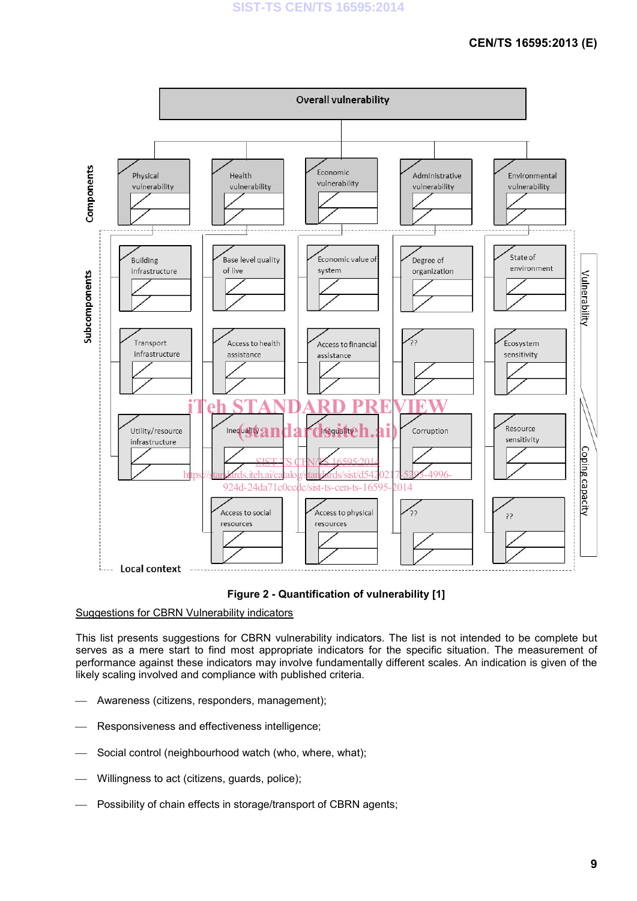Overall vulnerability

Components

Physical vulnerability

Health vulnerability

Economic vulnerability

Administrative vulnerability

Environmental vulnerability

Subcomponents

Building infrastructure

Base level quality of live

Economic value of system

Degree of organization

State of environment

Transport infrastructure

Access to health assistance

Access to financial assistance

??

Ecosystem sensitivity

Utility/resource infrastructure

Inequality

Inequality

Corruption

Resource sensitivity

Access to social resources

Access to physical resources

??

??

Local context

Vulnerability

Coping capacity

Figure 2 - Quantification of vulnerability [1]

Suggestions for CBRN Vulnerability indicators

This list presents suggestions for CBRN vulnerability indicators. The list is not intended to be complete but serves as a mere start to find most appropriate indicators for the specific situation. The measurement of performance against these indicators may involve fundamentally different scales. An indication is given of the likely scaling involved and compliance with published criteria.

- Awareness (citizens, responders, management);
- Responsiveness and effectiveness intelligence;
- Social control (neighbourhood watch (who, where, what);
- Willingness to act (citizens, guards, police);
- Possibility of chain effects in storage/transport of CBRN agents;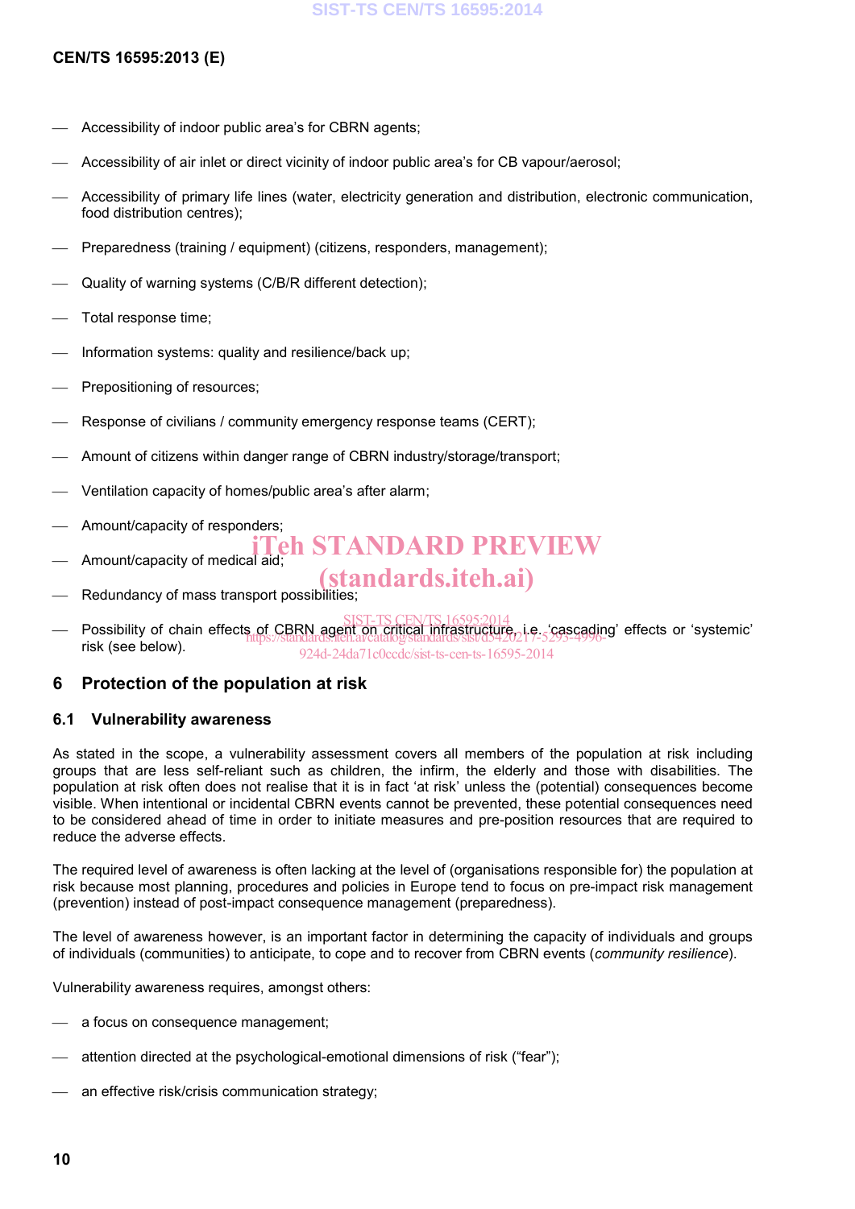- Accessibility of indoor public area's for CBRN agents;
- Accessibility of air inlet or direct vicinity of indoor public area's for CB vapour/aerosol;
- Accessibility of primary life lines (water, electricity generation and distribution, electronic communication, food distribution centres);
- Preparedness (training / equipment) (citizens, responders, management);
- Quality of warning systems (C/B/R different detection);
- Total response time;
- Information systems: quality and resilience/back up;
- Prepositioning of resources;
- Response of civilians / community emergency response teams (CERT);
- Amount of citizens within danger range of CBRN industry/storage/transport;
- Ventilation capacity of homes/public area's after alarm;
- Amount/capacity of responders;
- Amount/capacity of medical aid;
- Redundancy of mass transport possibilities;
- Possibility of chain effects of CBRN agent on critical infrastructure, i.e. 'cascading' effects or 'systemic' risk (see below).

## 6 Protection of the population at risk

### 6.1 Vulnerability awareness

As stated in the scope, a vulnerability assessment covers all members of the population at risk including groups that are less self-reliant such as children, the infirm, the elderly and those with disabilities. The population at risk often does not realise that it is in fact 'at risk' unless the (potential) consequences become visible. When intentional or incidental CBRN events cannot be prevented, these potential consequences need to be considered ahead of time in order to initiate measures and pre-position resources that are required to reduce the adverse effects.

The required level of awareness is often lacking at the level of (organisations responsible for) the population at risk because most planning, procedures and policies in Europe tend to focus on pre-impact risk management (prevention) instead of post-impact consequence management (preparedness).

The level of awareness however, is an important factor in determining the capacity of individuals and groups of individuals (communities) to anticipate, to cope and to recover from CBRN events (*community resilience*).

Vulnerability awareness requires, amongst others:

- a focus on consequence management;
- attention directed at the psychological-emotional dimensions of risk ("fear");
- an effective risk/crisis communication strategy;